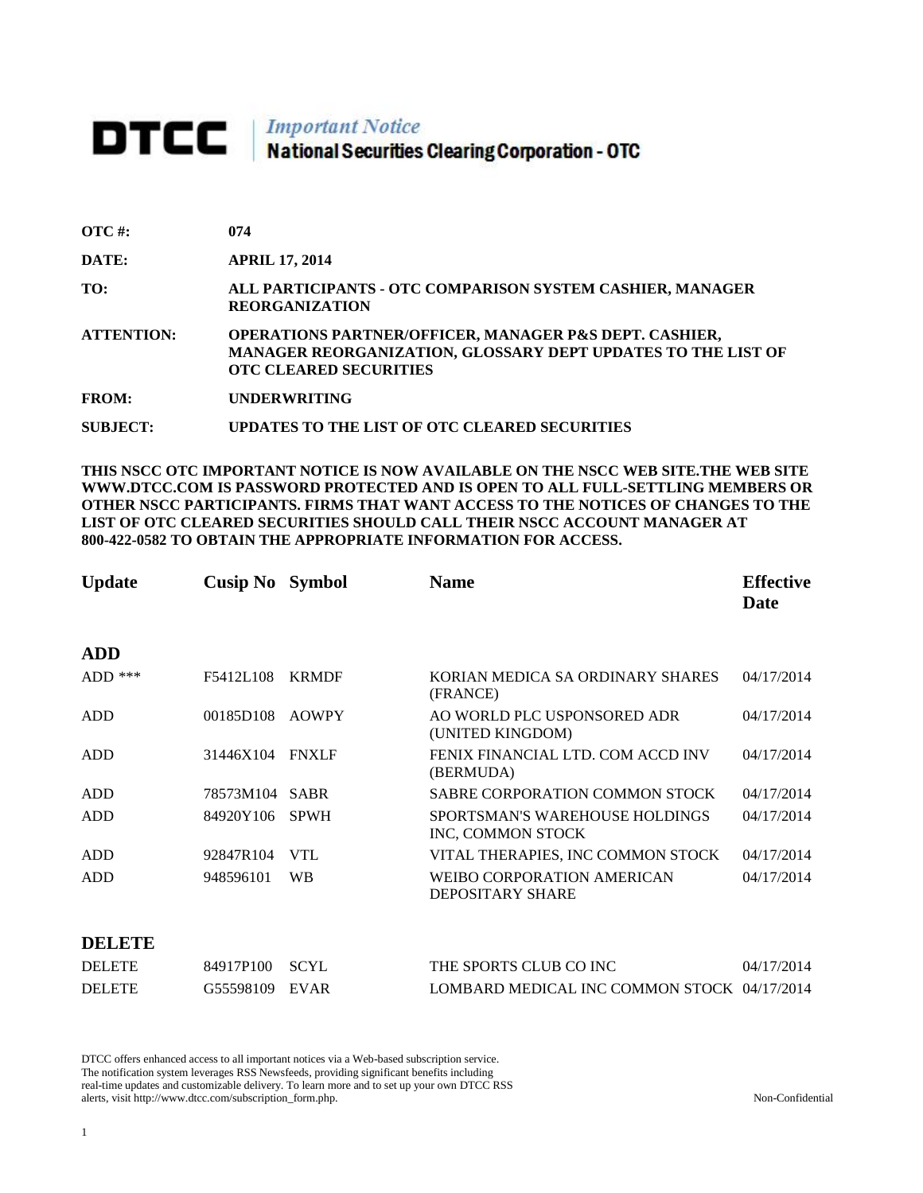# DTCC | *Important Notice* National Securities Clearing Corporation - OTC

| | |
|---|---|
| **OTC #:** | **074** |
| **DATE:** | **APRIL 17, 2014** |
| **TO:** | **ALL PARTICIPANTS - OTC COMPARISON SYSTEM CASHIER, MANAGER REORGANIZATION** |
| **ATTENTION:** | **OPERATIONS PARTNER/OFFICER, MANAGER P&S DEPT. CASHIER, MANAGER REORGANIZATION, GLOSSARY DEPT UPDATES TO THE LIST OF OTC CLEARED SECURITIES** |
| **FROM:** | **UNDERWRITING** |
| **SUBJECT:** | **UPDATES TO THE LIST OF OTC CLEARED SECURITIES** |

**THIS NSCC OTC IMPORTANT NOTICE IS NOW AVAILABLE ON THE NSCC WEB SITE.THE WEB SITE WWW.DTCC.COM IS PASSWORD PROTECTED AND IS OPEN TO ALL FULL-SETTLING MEMBERS OR OTHER NSCC PARTICIPANTS. FIRMS THAT WANT ACCESS TO THE NOTICES OF CHANGES TO THE LIST OF OTC CLEARED SECURITIES SHOULD CALL THEIR NSCC ACCOUNT MANAGER AT 800-422-0582 TO OBTAIN THE APPROPRIATE INFORMATION FOR ACCESS.**

| Update | Cusip No | Symbol | Name | Effective Date |
|---|---|---|---|---|
| **ADD** | | | | |
| ADD *** | F5412L108 | KRMDF | KORIAN MEDICA SA ORDINARY SHARES (FRANCE) | 04/17/2014 |
| ADD | 00185D108 | AOWPY | AO WORLD PLC USPONSORED ADR (UNITED KINGDOM) | 04/17/2014 |
| ADD | 31446X104 | FNXLF | FENIX FINANCIAL LTD. COM ACCD INV (BERMUDA) | 04/17/2014 |
| ADD | 78573M104 | SABR | SABRE CORPORATION COMMON STOCK | 04/17/2014 |
| ADD | 84920Y106 | SPWH | SPORTSMAN'S WAREHOUSE HOLDINGS INC, COMMON STOCK | 04/17/2014 |
| ADD | 92847R104 | VTL | VITAL THERAPIES, INC COMMON STOCK | 04/17/2014 |
| ADD | 948596101 | WB | WEIBO CORPORATION AMERICAN DEPOSITARY SHARE | 04/17/2014 |
| **DELETE** | | | | |
| DELETE | 84917P100 | SCYL | THE SPORTS CLUB CO INC | 04/17/2014 |
| DELETE | G55598109 | EVAR | LOMBARD MEDICAL INC COMMON STOCK | 04/17/2014 |

DTCC offers enhanced access to all important notices via a Web-based subscription service. The notification system leverages RSS Newsfeeds, providing significant benefits including real-time updates and customizable delivery. To learn more and to set up your own DTCC RSS alerts, visit http://www.dtcc.com/subscription_form.php.

Non-Confidential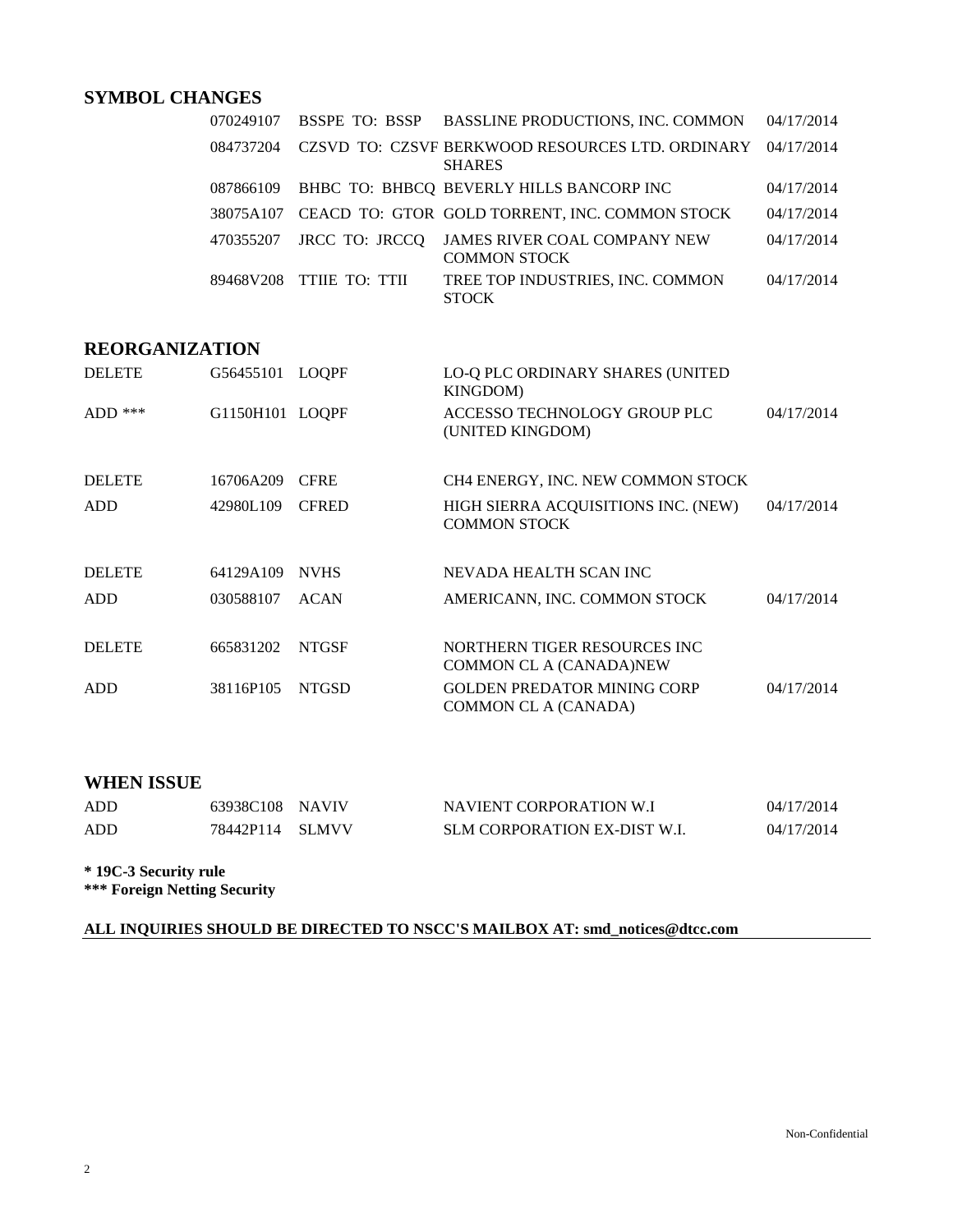## SYMBOL CHANGES

| | | | |
|---|---|---|---|
| 070249107 | BSSPE TO: BSSP | BASSLINE PRODUCTIONS, INC. COMMON | 04/17/2014 |
| 084737204 | CZSVD TO: CZSVF | BERKWOOD RESOURCES LTD. ORDINARY SHARES | 04/17/2014 |
| 087866109 | BHBC TO: BHBCQ | BEVERLY HILLS BANCORP INC | 04/17/2014 |
| 38075A107 | CEACD TO: GTOR | GOLD TORRENT, INC. COMMON STOCK | 04/17/2014 |
| 470355207 | JRCC TO: JRCCQ | JAMES RIVER COAL COMPANY NEW COMMON STOCK | 04/17/2014 |
| 89468V208 | TTIIE TO: TTII | TREE TOP INDUSTRIES, INC. COMMON STOCK | 04/17/2014 |

## REORGANIZATION

| | | | | |
|---|---|---|---|---|
| DELETE | G56455101 | LOQPF | LO-Q PLC ORDINARY SHARES (UNITED KINGDOM) | |
| ADD *** | G1150H101 | LOQPF | ACCESSO TECHNOLOGY GROUP PLC (UNITED KINGDOM) | 04/17/2014 |
| DELETE | 16706A209 | CFRE | CH4 ENERGY, INC. NEW COMMON STOCK | |
| ADD | 42980L109 | CFRED | HIGH SIERRA ACQUISITIONS INC. (NEW) COMMON STOCK | 04/17/2014 |
| DELETE | 64129A109 | NVHS | NEVADA HEALTH SCAN INC | |
| ADD | 030588107 | ACAN | AMERICANN, INC. COMMON STOCK | 04/17/2014 |
| DELETE | 665831202 | NTGSF | NORTHERN TIGER RESOURCES INC COMMON CL A (CANADA)NEW | |
| ADD | 38116P105 | NTGSD | GOLDEN PREDATOR MINING CORP COMMON CL A (CANADA) | 04/17/2014 |

## WHEN ISSUE

| | | | | |
|---|---|---|---|---|
| ADD | 63938C108 | NAVIV | NAVIENT CORPORATION W.I | 04/17/2014 |
| ADD | 78442P114 | SLMVV | SLM CORPORATION EX-DIST W.I. | 04/17/2014 |

**\* 19C-3 Security rule**
**\*\*\* Foreign Netting Security**

**ALL INQUIRIES SHOULD BE DIRECTED TO NSCC'S MAILBOX AT: smd_notices@dtcc.com**

Non-Confidential